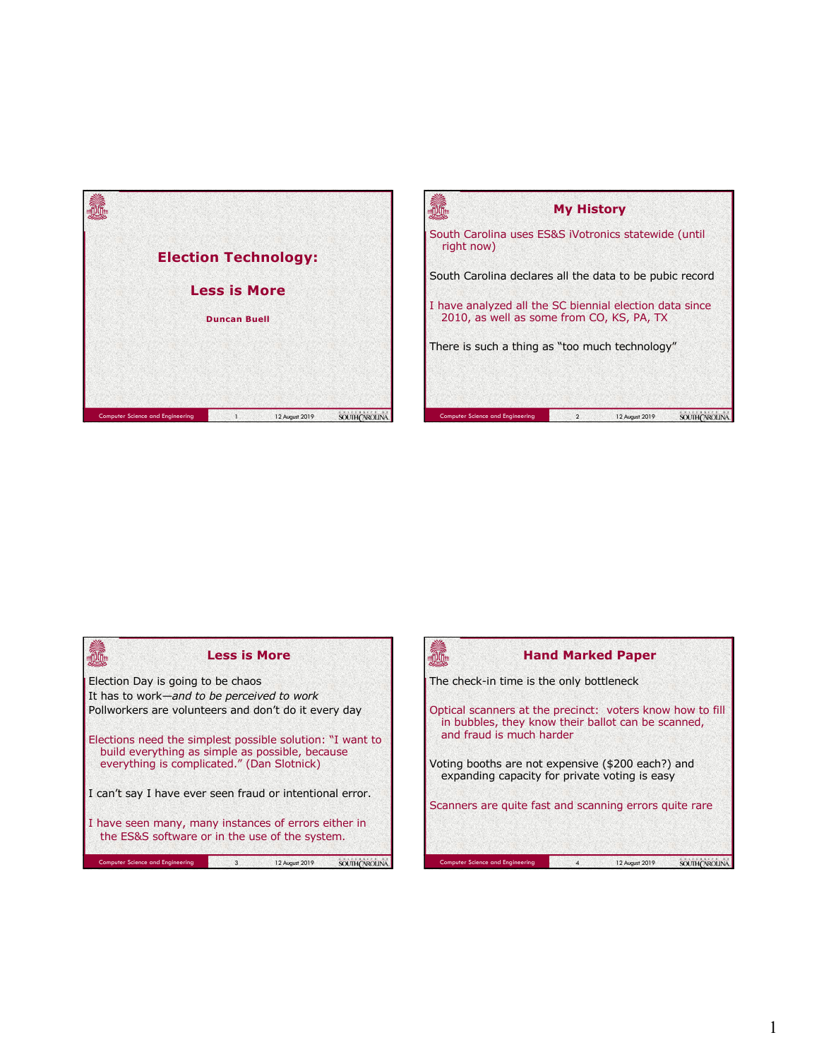# Election Technology:

## Less is More

**Duncan Buell**

## My History

South Carolina uses ES&S iVotronics statewide (until right now)

South Carolina declares all the data to be pubic record

I have analyzed all the SC biennial election data since 2010, as well as some from CO, KS, PA, TX

There is such a thing as "too much technology"

## Less is More

Election Day is going to be chaos
It has to work—*and to be perceived to work*
Pollworkers are volunteers and don't do it every day

Elections need the simplest possible solution: "I want to build everything as simple as possible, because everything is complicated." (Dan Slotnick)

I can't say I have ever seen fraud or intentional error.

I have seen many, many instances of errors either in the ES&S software or in the use of the system.

## Hand Marked Paper

The check-in time is the only bottleneck

Optical scanners at the precinct: voters know how to fill in bubbles, they know their ballot can be scanned, and fraud is much harder

Voting booths are not expensive ($200 each?) and expanding capacity for private voting is easy

Scanners are quite fast and scanning errors quite rare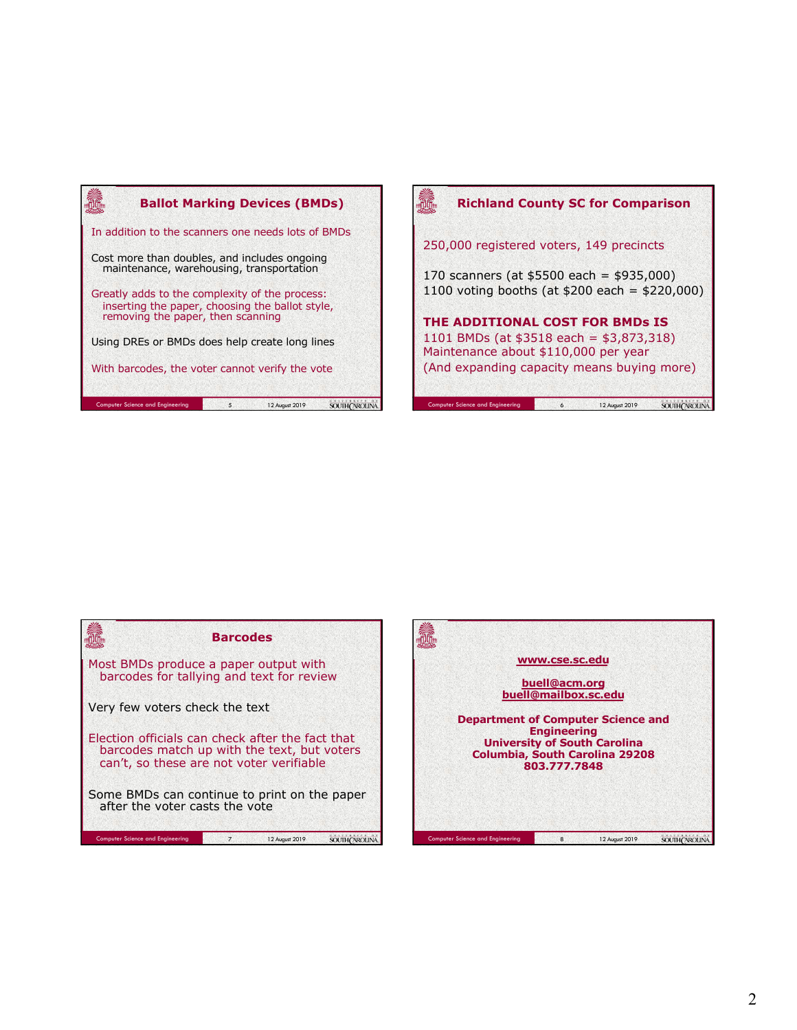## Ballot Marking Devices (BMDs)

In addition to the scanners one needs lots of BMDs

Cost more than doubles, and includes ongoing maintenance, warehousing, transportation

Greatly adds to the complexity of the process: inserting the paper, choosing the ballot style, removing the paper, then scanning

Using DREs or BMDs does help create long lines

With barcodes, the voter cannot verify the vote

## Richland County SC for Comparison

250,000 registered voters, 149 precincts

170 scanners (at $5500 each = $935,000)
1100 voting booths (at $200 each = $220,000)

**THE ADDITIONAL COST FOR BMDs IS**
1101 BMDs (at $3518 each = $3,873,318)
Maintenance about $110,000 per year
(And expanding capacity means buying more)

## Barcodes

Most BMDs produce a paper output with barcodes for tallying and text for review

Very few voters check the text

Election officials can check after the fact that barcodes match up with the text, but voters can't, so these are not voter verifiable

Some BMDs can continue to print on the paper after the voter casts the vote

---

www.cse.sc.edu

buell@acm.org
buell@mailbox.sc.edu

**Department of Computer Science and Engineering**
**University of South Carolina**
**Columbia, South Carolina 29208**
**803.777.7848**